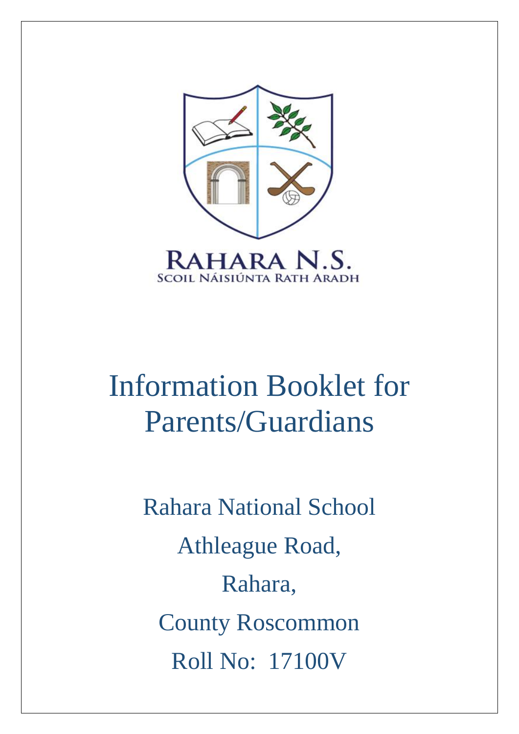RAHARA N.S.

SCOIL NÁISIÚNTA RATH ARADH

# Information Booklet for Parents/Guardians

Rahara National School

Athleague Road,

Rahara,

County Roscommon

Roll No: 17100V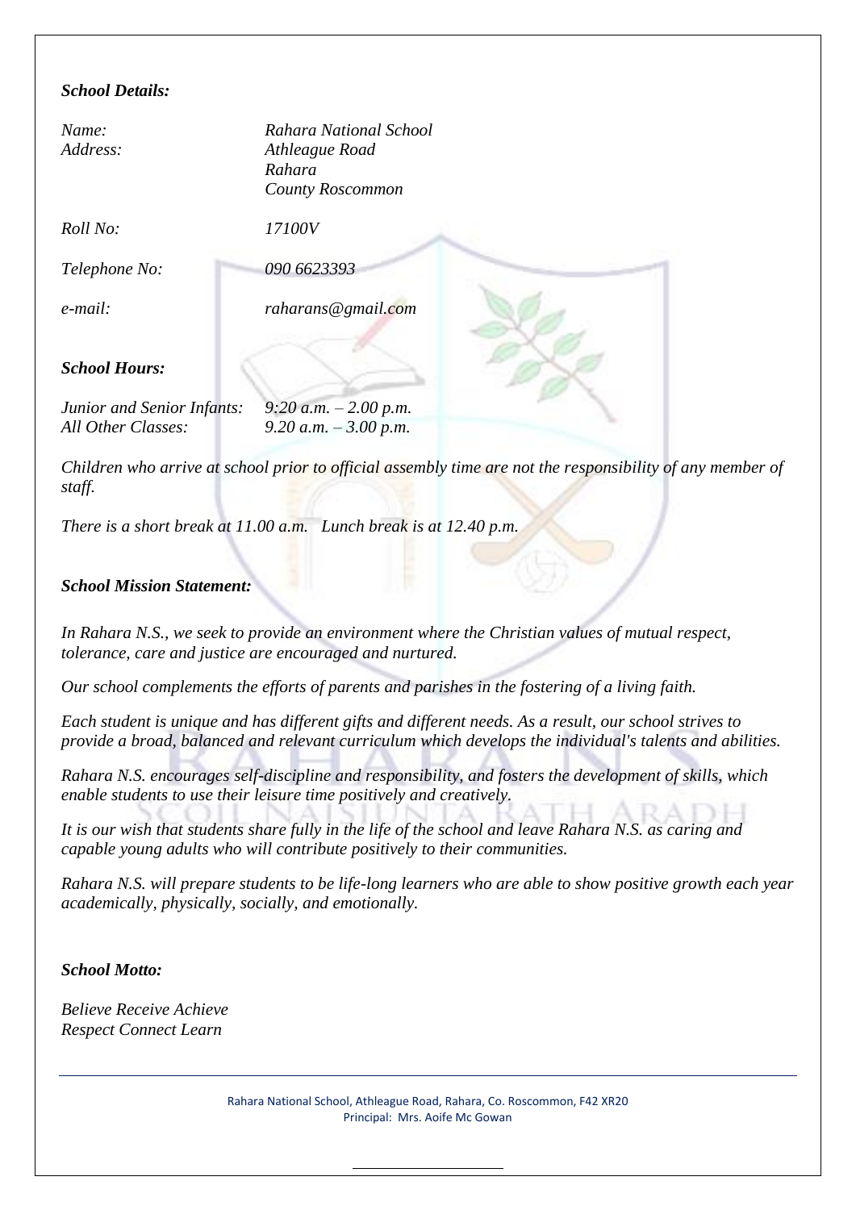***School Details:***

| | |
|---|---|
| *Name:* | *Rahara National School* |
| *Address:* | *Athleague Road*<br>*Rahara*<br>*County Roscommon* |
| *Roll No:* | *17100V* |
| *Telephone No:* | *090 6623393* |
| *e-mail:* | *raharans@gmail.com* |

***School Hours:***

| | |
|---|---|
| *Junior and Senior Infants:* | *9:20 a.m. – 2.00 p.m.* |
| *All Other Classes:* | *9.20 a.m. – 3.00 p.m.* |

*Children who arrive at school prior to official assembly time are not the responsibility of any member of staff.*

*There is a short break at 11.00 a.m. Lunch break is at 12.40 p.m.*

***School Mission Statement:***

*In Rahara N.S., we seek to provide an environment where the Christian values of mutual respect, tolerance, care and justice are encouraged and nurtured.*

*Our school complements the efforts of parents and parishes in the fostering of a living faith.*

*Each student is unique and has different gifts and different needs. As a result, our school strives to provide a broad, balanced and relevant curriculum which develops the individual's talents and abilities.*

*Rahara N.S. encourages self-discipline and responsibility, and fosters the development of skills, which enable students to use their leisure time positively and creatively.*

*It is our wish that students share fully in the life of the school and leave Rahara N.S. as caring and capable young adults who will contribute positively to their communities.*

*Rahara N.S. will prepare students to be life-long learners who are able to show positive growth each year academically, physically, socially, and emotionally.*

***School Motto:***

*Believe Receive Achieve*
*Respect Connect Learn*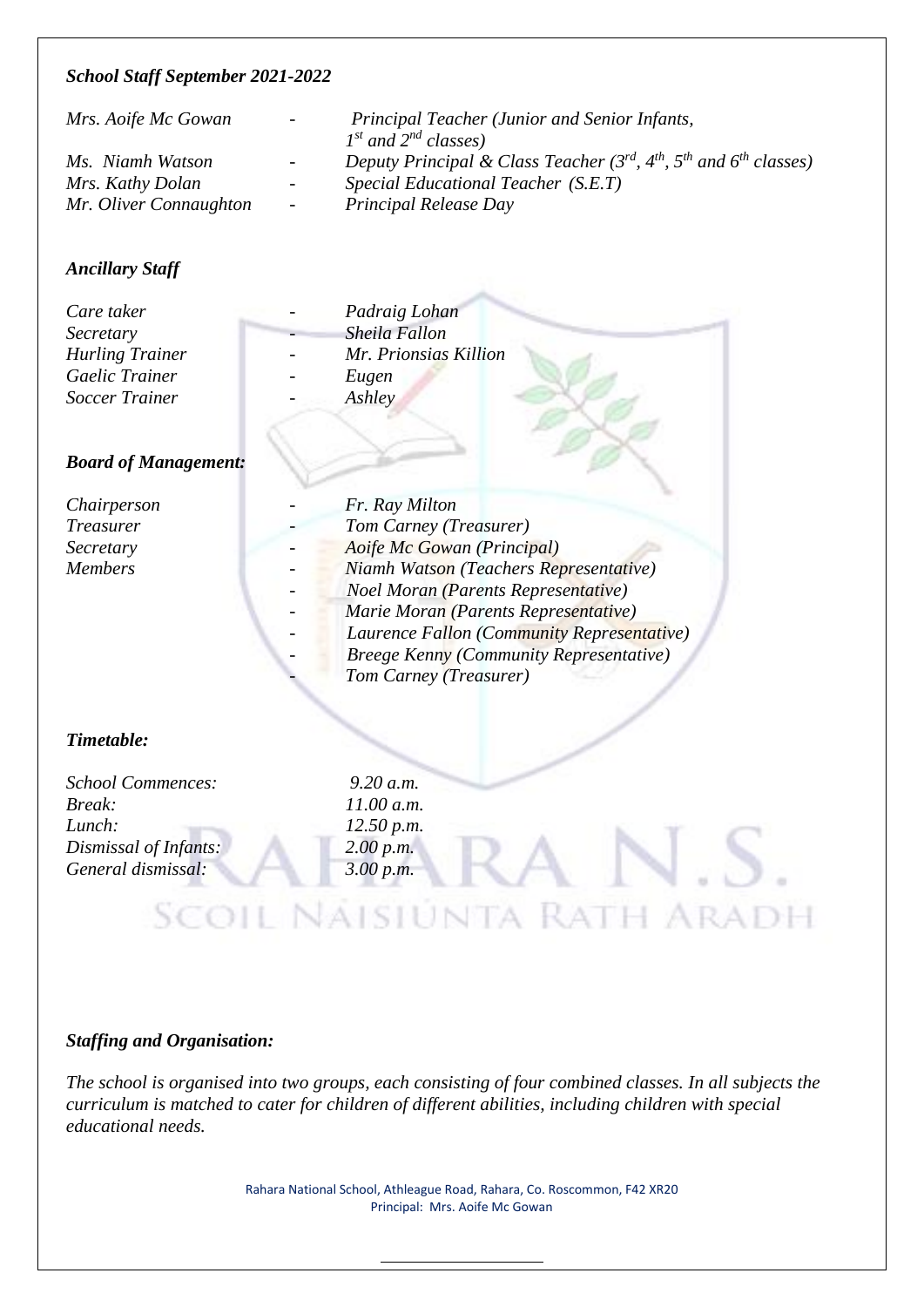### *School Staff September 2021-2022*

| | | |
|---|---|---|
| *Mrs. Aoife Mc Gowan* | - | *Principal Teacher (Junior and Senior Infants, 1st and 2nd classes)* |
| *Ms. Niamh Watson* | - | *Deputy Principal & Class Teacher (3rd, 4th, 5th and 6th classes)* |
| *Mrs. Kathy Dolan* | - | *Special Educational Teacher (S.E.T)* |
| *Mr. Oliver Connaughton* | - | *Principal Release Day* |

### *Ancillary Staff*

| | | |
|---|---|---|
| *Care taker* | - | *Padraig Lohan* |
| *Secretary* | - | *Sheila Fallon* |
| *Hurling Trainer* | - | *Mr. Prionsias Killion* |
| *Gaelic Trainer* | - | *Eugen* |
| *Soccer Trainer* | - | *Ashley* |

### *Board of Management:*

| | | |
|---|---|---|
| *Chairperson* | - | *Fr. Ray Milton* |
| *Treasurer* | - | *Tom Carney (Treasurer)* |
| *Secretary* | - | *Aoife Mc Gowan (Principal)* |
| *Members* | - | *Niamh Watson (Teachers Representative)* |
| | - | *Noel Moran (Parents Representative)* |
| | - | *Marie Moran (Parents Representative)* |
| | - | *Laurence Fallon (Community Representative)* |
| | - | *Breege Kenny (Community Representative)* |
| | - | *Tom Carney (Treasurer)* |

### *Timetable:*

| | |
|---|---|
| *School Commences:* | *9.20 a.m.* |
| *Break:* | *11.00 a.m.* |
| *Lunch:* | *12.50 p.m.* |
| *Dismissal of Infants:* | *2.00 p.m.* |
| *General dismissal:* | *3.00 p.m.* |

### *Staffing and Organisation:*

*The school is organised into two groups, each consisting of four combined classes. In all subjects the curriculum is matched to cater for children of different abilities, including children with special educational needs.*

Rahara National School, Athleague Road, Rahara, Co. Roscommon, F42 XR20
Principal: Mrs. Aoife Mc Gowan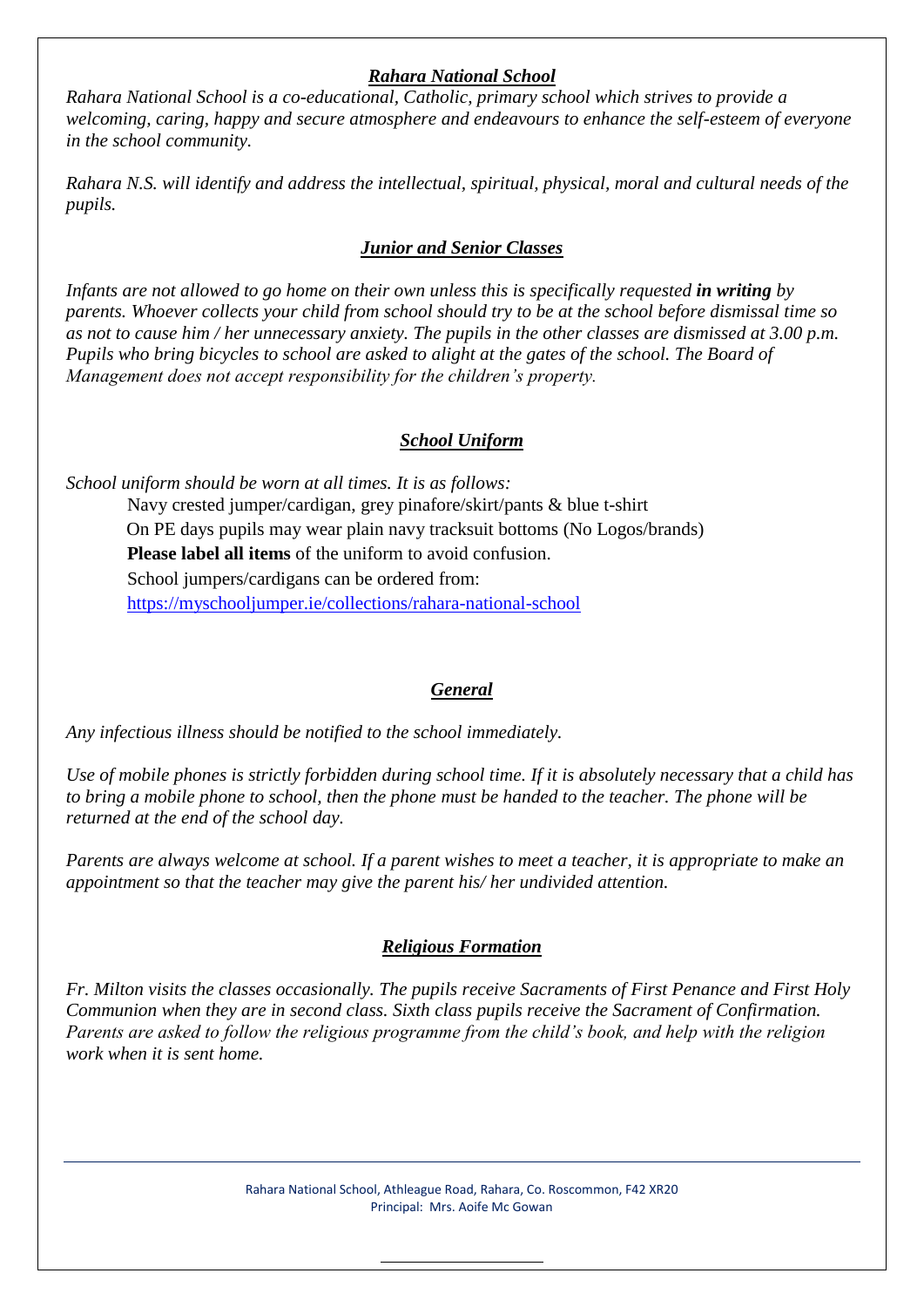## *Rahara National School*

*Rahara National School is a co-educational, Catholic, primary school which strives to provide a welcoming, caring, happy and secure atmosphere and endeavours to enhance the self-esteem of everyone in the school community.*

*Rahara N.S. will identify and address the intellectual, spiritual, physical, moral and cultural needs of the pupils.*

## *Junior and Senior Classes*

*Infants are not allowed to go home on their own unless this is specifically requested **in writing** by parents. Whoever collects your child from school should try to be at the school before dismissal time so as not to cause him / her unnecessary anxiety. The pupils in the other classes are dismissed at 3.00 p.m. Pupils who bring bicycles to school are asked to alight at the gates of the school. The Board of Management does not accept responsibility for the children's property.*

## *School Uniform*

*School uniform should be worn at all times. It is as follows:*

Navy crested jumper/cardigan, grey pinafore/skirt/pants & blue t-shirt
On PE days pupils may wear plain navy tracksuit bottoms (No Logos/brands)
**Please label all items** of the uniform to avoid confusion.
School jumpers/cardigans can be ordered from:
https://myschooljumper.ie/collections/rahara-national-school

## *General*

*Any infectious illness should be notified to the school immediately.*

*Use of mobile phones is strictly forbidden during school time. If it is absolutely necessary that a child has to bring a mobile phone to school, then the phone must be handed to the teacher. The phone will be returned at the end of the school day.*

*Parents are always welcome at school. If a parent wishes to meet a teacher, it is appropriate to make an appointment so that the teacher may give the parent his/ her undivided attention.*

## *Religious Formation*

*Fr. Milton visits the classes occasionally. The pupils receive Sacraments of First Penance and First Holy Communion when they are in second class. Sixth class pupils receive the Sacrament of Confirmation. Parents are asked to follow the religious programme from the child's book, and help with the religion work when it is sent home.*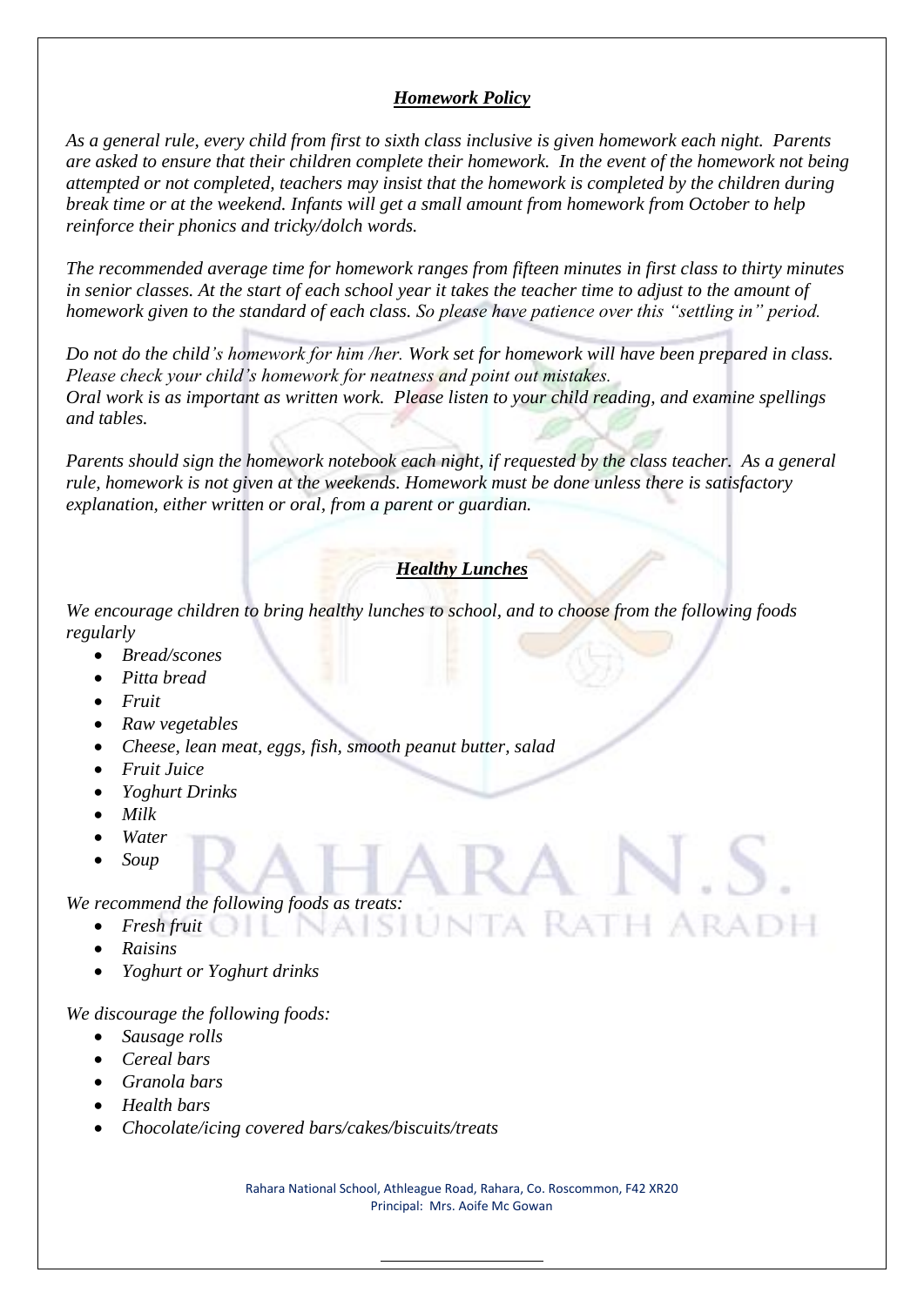## ***Homework Policy***

*As a general rule, every child from first to sixth class inclusive is given homework each night. Parents are asked to ensure that their children complete their homework. In the event of the homework not being attempted or not completed, teachers may insist that the homework is completed by the children during break time or at the weekend. Infants will get a small amount from homework from October to help reinforce their phonics and tricky/dolch words.*

*The recommended average time for homework ranges from fifteen minutes in first class to thirty minutes in senior classes. At the start of each school year it takes the teacher time to adjust to the amount of homework given to the standard of each class. So please have patience over this "settling in" period.*

*Do not do the child's homework for him /her. Work set for homework will have been prepared in class. Please check your child's homework for neatness and point out mistakes.*
*Oral work is as important as written work. Please listen to your child reading, and examine spellings and tables.*

*Parents should sign the homework notebook each night, if requested by the class teacher. As a general rule, homework is not given at the weekends. Homework must be done unless there is satisfactory explanation, either written or oral, from a parent or guardian.*

## ***Healthy Lunches***

*We encourage children to bring healthy lunches to school, and to choose from the following foods regularly*

- *Bread/scones*
- *Pitta bread*
- *Fruit*
- *Raw vegetables*
- *Cheese, lean meat, eggs, fish, smooth peanut butter, salad*
- *Fruit Juice*
- *Yoghurt Drinks*
- *Milk*
- *Water*
- *Soup*

*We recommend the following foods as treats:*

- *Fresh fruit*
- *Raisins*
- *Yoghurt or Yoghurt drinks*

*We discourage the following foods:*

- *Sausage rolls*
- *Cereal bars*
- *Granola bars*
- *Health bars*
- *Chocolate/icing covered bars/cakes/biscuits/treats*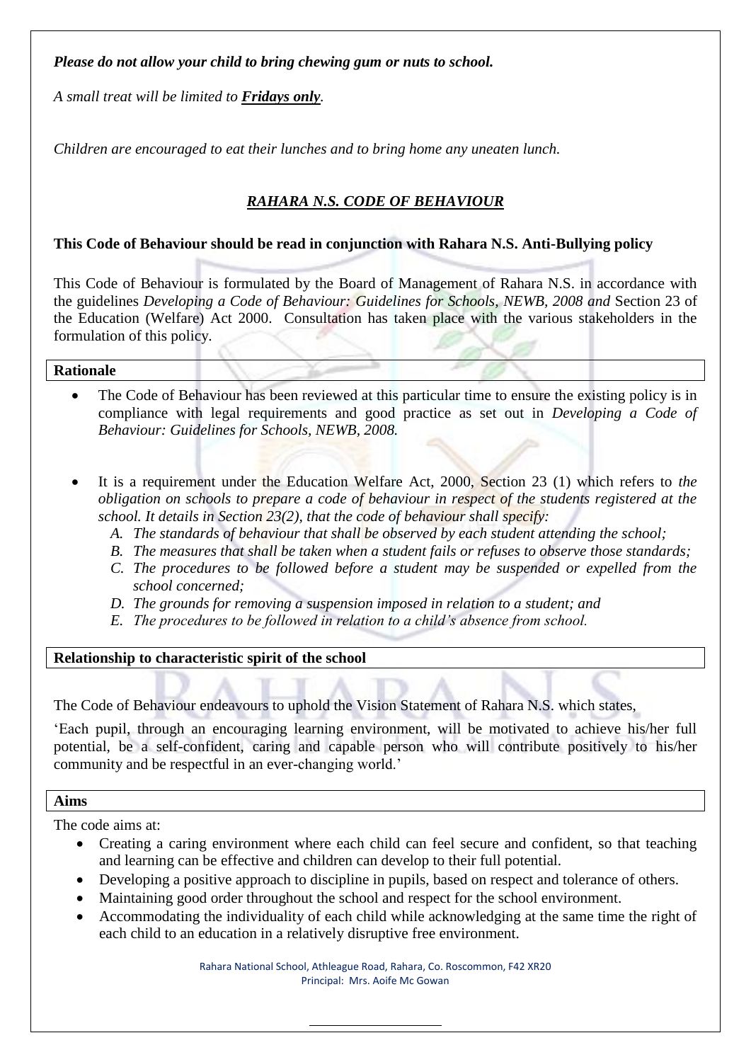***Please do not allow your child to bring chewing gum or nuts to school.***

*A small treat will be limited to* ***Fridays only****.*

*Children are encouraged to eat their lunches and to bring home any uneaten lunch.*

## *RAHARA N.S. CODE OF BEHAVIOUR*

**This Code of Behaviour should be read in conjunction with Rahara N.S. Anti-Bullying policy**

This Code of Behaviour is formulated by the Board of Management of Rahara N.S. in accordance with the guidelines *Developing a Code of Behaviour: Guidelines for Schools, NEWB, 2008 and* Section 23 of the Education (Welfare) Act 2000. Consultation has taken place with the various stakeholders in the formulation of this policy.

### Rationale

- The Code of Behaviour has been reviewed at this particular time to ensure the existing policy is in compliance with legal requirements and good practice as set out in *Developing a Code of Behaviour: Guidelines for Schools, NEWB, 2008.*
- It is a requirement under the Education Welfare Act, 2000, Section 23 (1) which refers to *the obligation on schools to prepare a code of behaviour in respect of the students registered at the school. It details in Section 23(2), that the code of behaviour shall specify:*
  - *A. The standards of behaviour that shall be observed by each student attending the school;*
  - *B. The measures that shall be taken when a student fails or refuses to observe those standards;*
  - *C. The procedures to be followed before a student may be suspended or expelled from the school concerned;*
  - *D. The grounds for removing a suspension imposed in relation to a student; and*
  - *E. The procedures to be followed in relation to a child's absence from school.*

### Relationship to characteristic spirit of the school

The Code of Behaviour endeavours to uphold the Vision Statement of Rahara N.S. which states,

'Each pupil, through an encouraging learning environment, will be motivated to achieve his/her full potential, be a self-confident, caring and capable person who will contribute positively to his/her community and be respectful in an ever-changing world.'

### Aims

The code aims at:

- Creating a caring environment where each child can feel secure and confident, so that teaching and learning can be effective and children can develop to their full potential.
- Developing a positive approach to discipline in pupils, based on respect and tolerance of others.
- Maintaining good order throughout the school and respect for the school environment.
- Accommodating the individuality of each child while acknowledging at the same time the right of each child to an education in a relatively disruptive free environment.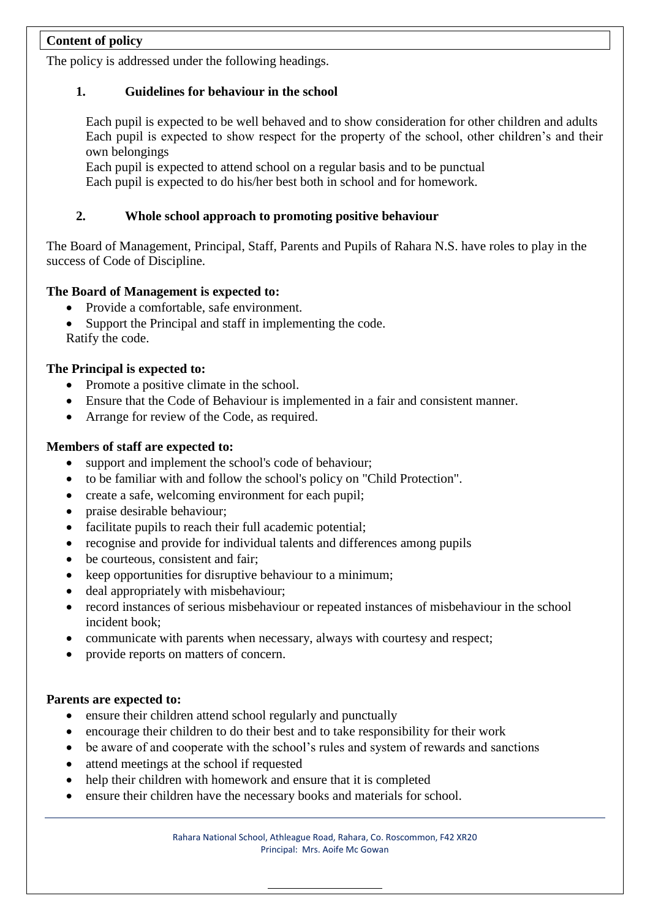**Content of policy**

The policy is addressed under the following headings.

## 1. Guidelines for behaviour in the school

Each pupil is expected to be well behaved and to show consideration for other children and adults
Each pupil is expected to show respect for the property of the school, other children's and their own belongings
Each pupil is expected to attend school on a regular basis and to be punctual
Each pupil is expected to do his/her best both in school and for homework.

## 2. Whole school approach to promoting positive behaviour

The Board of Management, Principal, Staff, Parents and Pupils of Rahara N.S. have roles to play in the success of Code of Discipline.

**The Board of Management is expected to:**

- Provide a comfortable, safe environment.
- Support the Principal and staff in implementing the code.

Ratify the code.

**The Principal is expected to:**

- Promote a positive climate in the school.
- Ensure that the Code of Behaviour is implemented in a fair and consistent manner.
- Arrange for review of the Code, as required.

**Members of staff are expected to:**

- support and implement the school's code of behaviour;
- to be familiar with and follow the school's policy on "Child Protection".
- create a safe, welcoming environment for each pupil;
- praise desirable behaviour;
- facilitate pupils to reach their full academic potential;
- recognise and provide for individual talents and differences among pupils
- be courteous, consistent and fair;
- keep opportunities for disruptive behaviour to a minimum;
- deal appropriately with misbehaviour;
- record instances of serious misbehaviour or repeated instances of misbehaviour in the school incident book;
- communicate with parents when necessary, always with courtesy and respect;
- provide reports on matters of concern.

**Parents are expected to:**

- ensure their children attend school regularly and punctually
- encourage their children to do their best and to take responsibility for their work
- be aware of and cooperate with the school's rules and system of rewards and sanctions
- attend meetings at the school if requested
- help their children with homework and ensure that it is completed
- ensure their children have the necessary books and materials for school.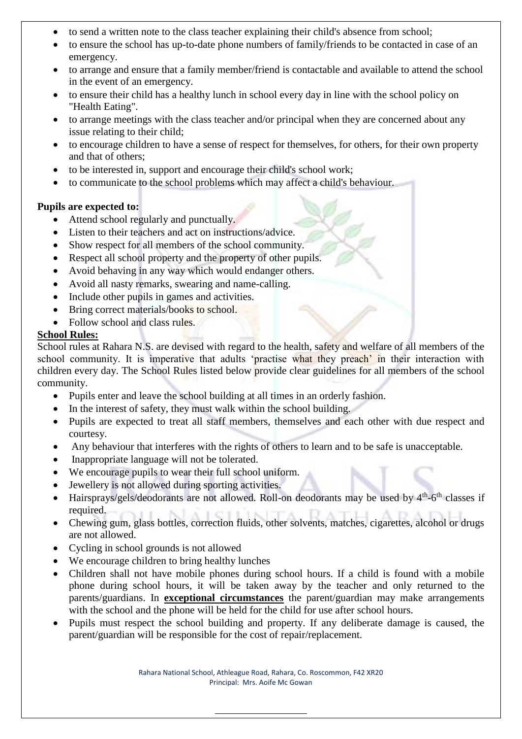- to send a written note to the class teacher explaining their child's absence from school;
- to ensure the school has up-to-date phone numbers of family/friends to be contacted in case of an emergency.
- to arrange and ensure that a family member/friend is contactable and available to attend the school in the event of an emergency.
- to ensure their child has a healthy lunch in school every day in line with the school policy on "Health Eating".
- to arrange meetings with the class teacher and/or principal when they are concerned about any issue relating to their child;
- to encourage children to have a sense of respect for themselves, for others, for their own property and that of others;
- to be interested in, support and encourage their child's school work;
- to communicate to the school problems which may affect a child's behaviour.

**Pupils are expected to:**

- Attend school regularly and punctually.
- Listen to their teachers and act on instructions/advice.
- Show respect for all members of the school community.
- Respect all school property and the property of other pupils.
- Avoid behaving in any way which would endanger others.
- Avoid all nasty remarks, swearing and name-calling.
- Include other pupils in games and activities.
- Bring correct materials/books to school.
- Follow school and class rules.

**School Rules:**

School rules at Rahara N.S. are devised with regard to the health, safety and welfare of all members of the school community. It is imperative that adults 'practise what they preach' in their interaction with children every day. The School Rules listed below provide clear guidelines for all members of the school community.

- Pupils enter and leave the school building at all times in an orderly fashion.
- In the interest of safety, they must walk within the school building.
- Pupils are expected to treat all staff members, themselves and each other with due respect and courtesy.
- Any behaviour that interferes with the rights of others to learn and to be safe is unacceptable.
- Inappropriate language will not be tolerated.
- We encourage pupils to wear their full school uniform.
- Jewellery is not allowed during sporting activities.
- Hairsprays/gels/deodorants are not allowed. Roll-on deodorants may be used by 4th-6th classes if required.
- Chewing gum, glass bottles, correction fluids, other solvents, matches, cigarettes, alcohol or drugs are not allowed.
- Cycling in school grounds is not allowed
- We encourage children to bring healthy lunches
- Children shall not have mobile phones during school hours. If a child is found with a mobile phone during school hours, it will be taken away by the teacher and only returned to the parents/guardians. In **exceptional circumstances** the parent/guardian may make arrangements with the school and the phone will be held for the child for use after school hours.
- Pupils must respect the school building and property. If any deliberate damage is caused, the parent/guardian will be responsible for the cost of repair/replacement.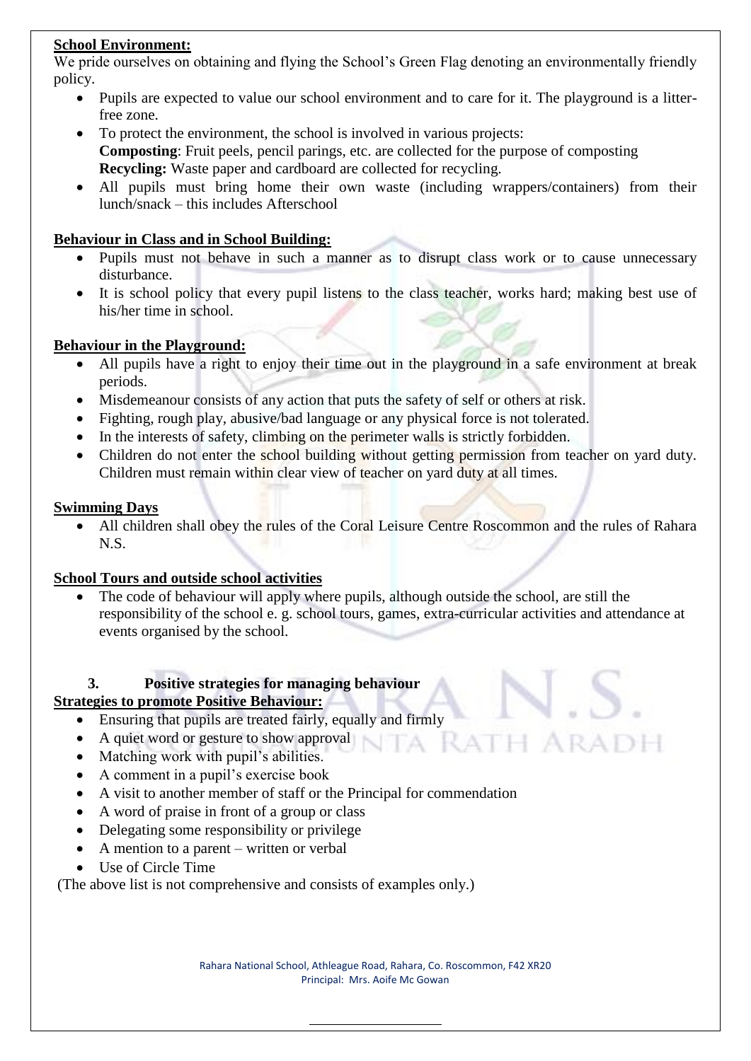**School Environment:**

We pride ourselves on obtaining and flying the School's Green Flag denoting an environmentally friendly policy.

- Pupils are expected to value our school environment and to care for it. The playground is a litter-free zone.
- To protect the environment, the school is involved in various projects:
  **Composting**: Fruit peels, pencil parings, etc. are collected for the purpose of composting
  **Recycling:** Waste paper and cardboard are collected for recycling.
- All pupils must bring home their own waste (including wrappers/containers) from their lunch/snack – this includes Afterschool

**Behaviour in Class and in School Building:**

- Pupils must not behave in such a manner as to disrupt class work or to cause unnecessary disturbance.
- It is school policy that every pupil listens to the class teacher, works hard; making best use of his/her time in school.

**Behaviour in the Playground:**

- All pupils have a right to enjoy their time out in the playground in a safe environment at break periods.
- Misdemeanour consists of any action that puts the safety of self or others at risk.
- Fighting, rough play, abusive/bad language or any physical force is not tolerated.
- In the interests of safety, climbing on the perimeter walls is strictly forbidden.
- Children do not enter the school building without getting permission from teacher on yard duty. Children must remain within clear view of teacher on yard duty at all times.

**Swimming Days**

- All children shall obey the rules of the Coral Leisure Centre Roscommon and the rules of Rahara N.S.

**School Tours and outside school activities**

- The code of behaviour will apply where pupils, although outside the school, are still the responsibility of the school e. g. school tours, games, extra-curricular activities and attendance at events organised by the school.

## 3. Positive strategies for managing behaviour

**Strategies to promote Positive Behaviour:**

- Ensuring that pupils are treated fairly, equally and firmly
- A quiet word or gesture to show approval
- Matching work with pupil's abilities.
- A comment in a pupil's exercise book
- A visit to another member of staff or the Principal for commendation
- A word of praise in front of a group or class
- Delegating some responsibility or privilege
- A mention to a parent – written or verbal
- Use of Circle Time

(The above list is not comprehensive and consists of examples only.)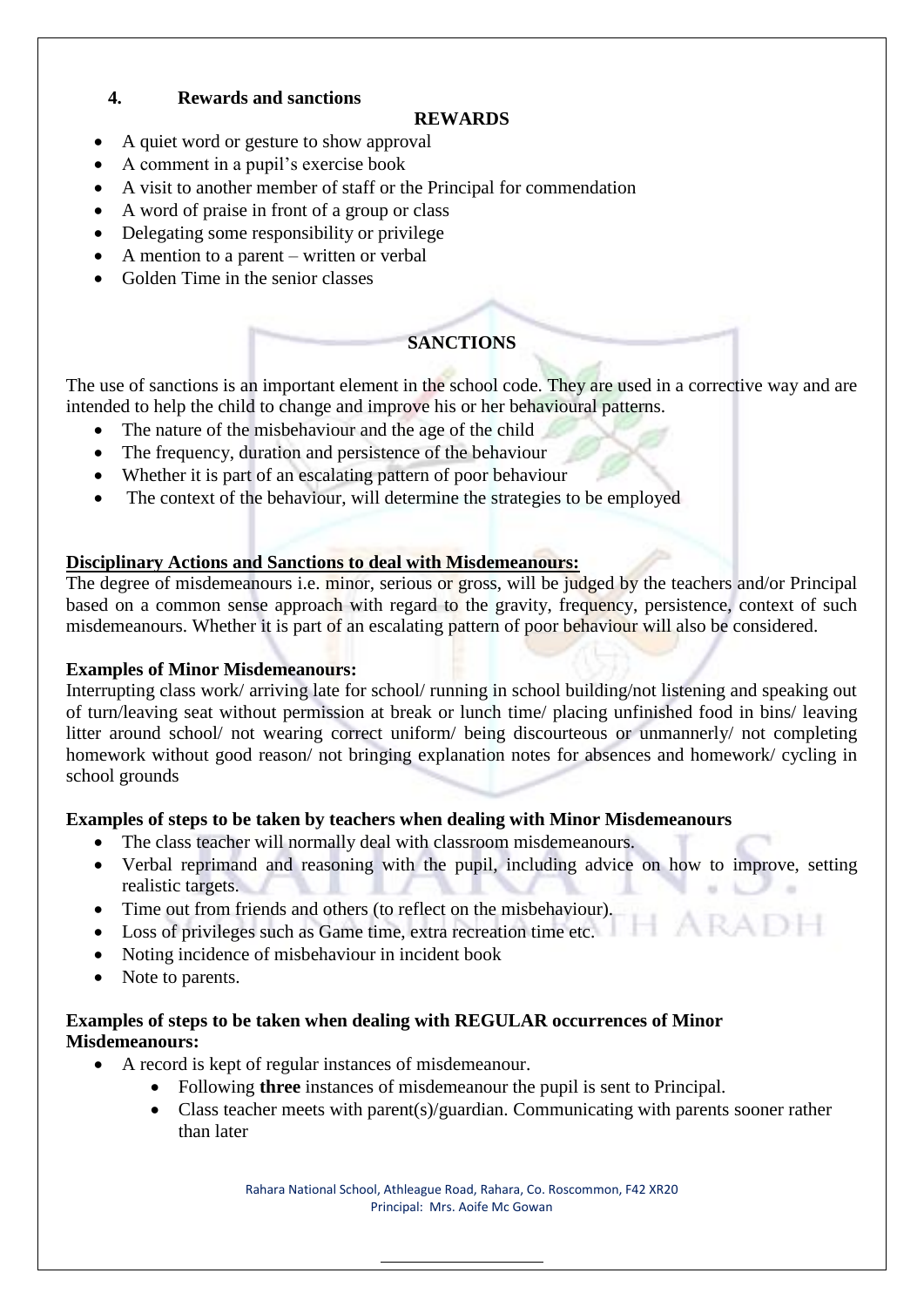## 4. Rewards and sanctions

### REWARDS

- A quiet word or gesture to show approval
- A comment in a pupil's exercise book
- A visit to another member of staff or the Principal for commendation
- A word of praise in front of a group or class
- Delegating some responsibility or privilege
- A mention to a parent – written or verbal
- Golden Time in the senior classes

### SANCTIONS

The use of sanctions is an important element in the school code. They are used in a corrective way and are intended to help the child to change and improve his or her behavioural patterns.

- The nature of the misbehaviour and the age of the child
- The frequency, duration and persistence of the behaviour
- Whether it is part of an escalating pattern of poor behaviour
- The context of the behaviour, will determine the strategies to be employed

**Disciplinary Actions and Sanctions to deal with Misdemeanours:**

The degree of misdemeanours i.e. minor, serious or gross, will be judged by the teachers and/or Principal based on a common sense approach with regard to the gravity, frequency, persistence, context of such misdemeanours. Whether it is part of an escalating pattern of poor behaviour will also be considered.

**Examples of Minor Misdemeanours:**

Interrupting class work/ arriving late for school/ running in school building/not listening and speaking out of turn/leaving seat without permission at break or lunch time/ placing unfinished food in bins/ leaving litter around school/ not wearing correct uniform/ being discourteous or unmannerly/ not completing homework without good reason/ not bringing explanation notes for absences and homework/ cycling in school grounds

**Examples of steps to be taken by teachers when dealing with Minor Misdemeanours**

- The class teacher will normally deal with classroom misdemeanours.
- Verbal reprimand and reasoning with the pupil, including advice on how to improve, setting realistic targets.
- Time out from friends and others (to reflect on the misbehaviour).
- Loss of privileges such as Game time, extra recreation time etc.
- Noting incidence of misbehaviour in incident book
- Note to parents.

**Examples of steps to be taken when dealing with REGULAR occurrences of Minor Misdemeanours:**

- A record is kept of regular instances of misdemeanour.
  - Following **three** instances of misdemeanour the pupil is sent to Principal.
  - Class teacher meets with parent(s)/guardian. Communicating with parents sooner rather than later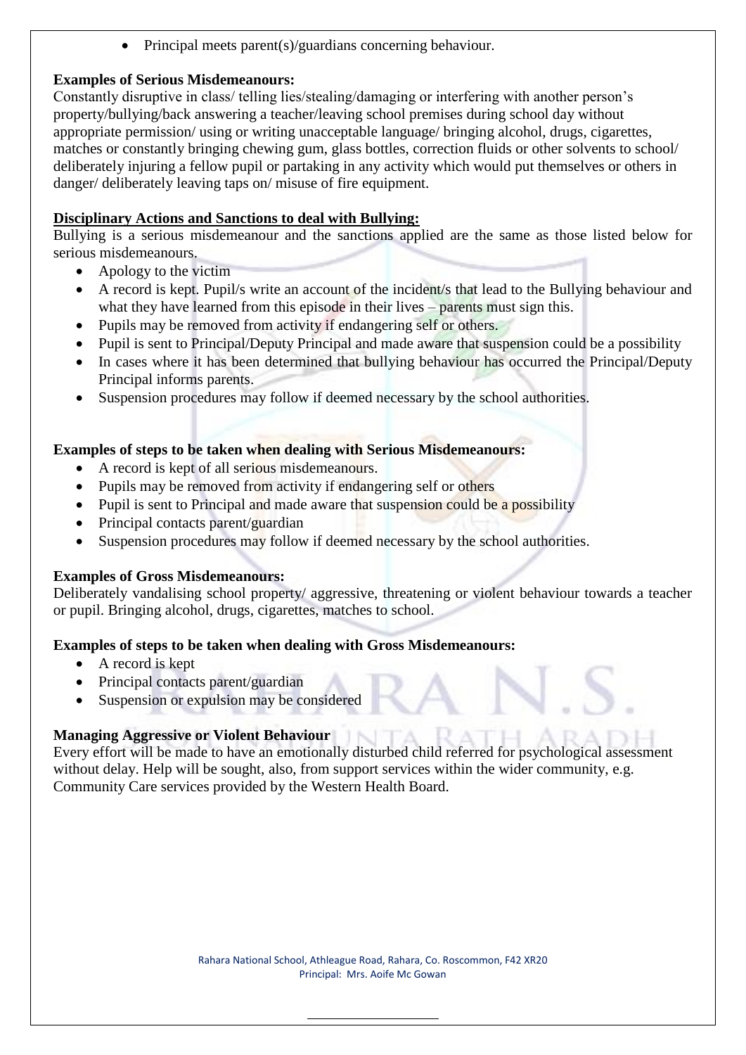- Principal meets parent(s)/guardians concerning behaviour.

**Examples of Serious Misdemeanours:**
Constantly disruptive in class/ telling lies/stealing/damaging or interfering with another person's property/bullying/back answering a teacher/leaving school premises during school day without appropriate permission/ using or writing unacceptable language/ bringing alcohol, drugs, cigarettes, matches or constantly bringing chewing gum, glass bottles, correction fluids or other solvents to school/ deliberately injuring a fellow pupil or partaking in any activity which would put themselves or others in danger/ deliberately leaving taps on/ misuse of fire equipment.

**Disciplinary Actions and Sanctions to deal with Bullying:**
Bullying is a serious misdemeanour and the sanctions applied are the same as those listed below for serious misdemeanours.

- Apology to the victim
- A record is kept. Pupil/s write an account of the incident/s that lead to the Bullying behaviour and what they have learned from this episode in their lives – parents must sign this.
- Pupils may be removed from activity if endangering self or others.
- Pupil is sent to Principal/Deputy Principal and made aware that suspension could be a possibility
- In cases where it has been determined that bullying behaviour has occurred the Principal/Deputy Principal informs parents.
- Suspension procedures may follow if deemed necessary by the school authorities.

**Examples of steps to be taken when dealing with Serious Misdemeanours:**

- A record is kept of all serious misdemeanours.
- Pupils may be removed from activity if endangering self or others
- Pupil is sent to Principal and made aware that suspension could be a possibility
- Principal contacts parent/guardian
- Suspension procedures may follow if deemed necessary by the school authorities.

**Examples of Gross Misdemeanours:**
Deliberately vandalising school property/ aggressive, threatening or violent behaviour towards a teacher or pupil. Bringing alcohol, drugs, cigarettes, matches to school.

**Examples of steps to be taken when dealing with Gross Misdemeanours:**

- A record is kept
- Principal contacts parent/guardian
- Suspension or expulsion may be considered

**Managing Aggressive or Violent Behaviour**
Every effort will be made to have an emotionally disturbed child referred for psychological assessment without delay. Help will be sought, also, from support services within the wider community, e.g. Community Care services provided by the Western Health Board.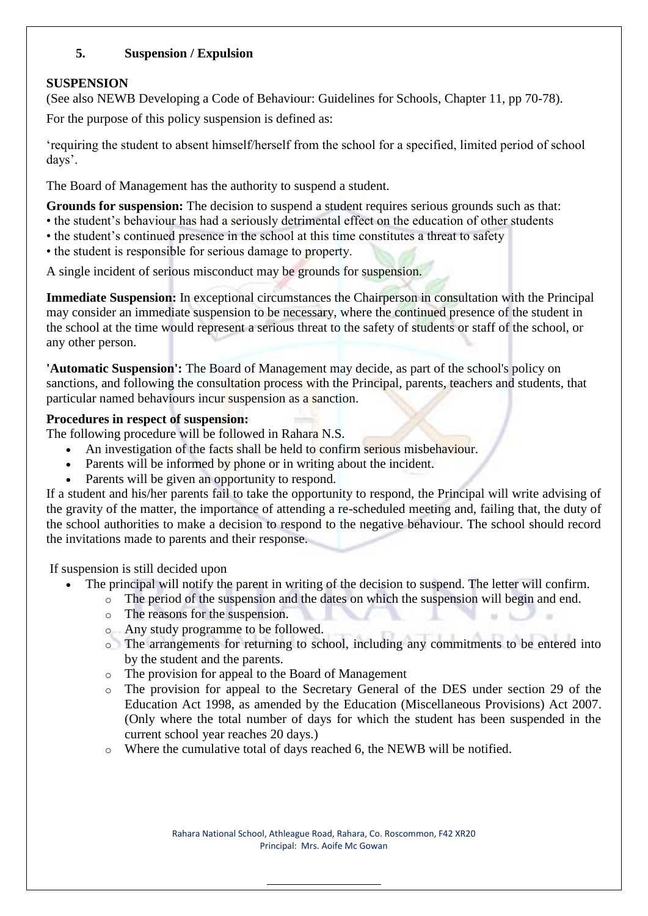## 5. Suspension / Expulsion

**SUSPENSION**

(See also NEWB Developing a Code of Behaviour: Guidelines for Schools, Chapter 11, pp 70-78).

For the purpose of this policy suspension is defined as:

'requiring the student to absent himself/herself from the school for a specified, limited period of school days'.

The Board of Management has the authority to suspend a student.

**Grounds for suspension:** The decision to suspend a student requires serious grounds such as that:
• the student's behaviour has had a seriously detrimental effect on the education of other students
• the student's continued presence in the school at this time constitutes a threat to safety
• the student is responsible for serious damage to property.

A single incident of serious misconduct may be grounds for suspension.

**Immediate Suspension:** In exceptional circumstances the Chairperson in consultation with the Principal may consider an immediate suspension to be necessary, where the continued presence of the student in the school at the time would represent a serious threat to the safety of students or staff of the school, or any other person.

**'Automatic Suspension':** The Board of Management may decide, as part of the school's policy on sanctions, and following the consultation process with the Principal, parents, teachers and students, that particular named behaviours incur suspension as a sanction.

**Procedures in respect of suspension:**

The following procedure will be followed in Rahara N.S.

- An investigation of the facts shall be held to confirm serious misbehaviour.
- Parents will be informed by phone or in writing about the incident.
- Parents will be given an opportunity to respond.

If a student and his/her parents fail to take the opportunity to respond, the Principal will write advising of the gravity of the matter, the importance of attending a re-scheduled meeting and, failing that, the duty of the school authorities to make a decision to respond to the negative behaviour. The school should record the invitations made to parents and their response.

If suspension is still decided upon

- The principal will notify the parent in writing of the decision to suspend. The letter will confirm.
  - The period of the suspension and the dates on which the suspension will begin and end.
  - The reasons for the suspension.
  - Any study programme to be followed.
  - The arrangements for returning to school, including any commitments to be entered into by the student and the parents.
  - The provision for appeal to the Board of Management
  - The provision for appeal to the Secretary General of the DES under section 29 of the Education Act 1998, as amended by the Education (Miscellaneous Provisions) Act 2007. (Only where the total number of days for which the student has been suspended in the current school year reaches 20 days.)
  - Where the cumulative total of days reached 6, the NEWB will be notified.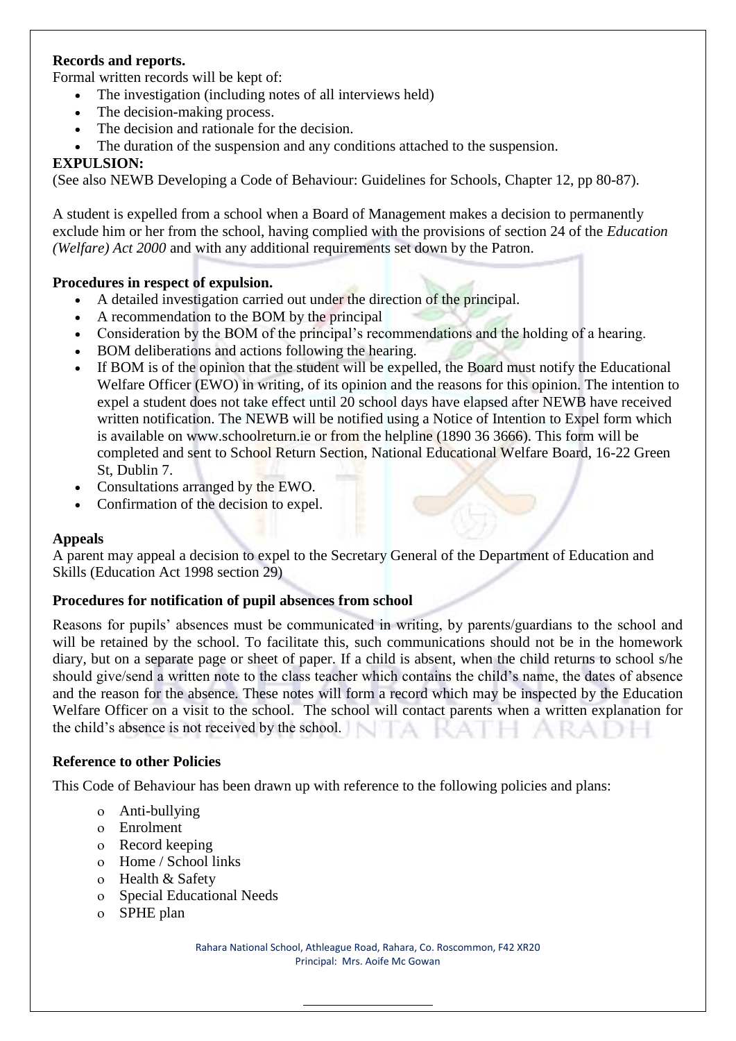**Records and reports.**

Formal written records will be kept of:

- The investigation (including notes of all interviews held)
- The decision-making process.
- The decision and rationale for the decision.
- The duration of the suspension and any conditions attached to the suspension.

**EXPULSION:**

(See also NEWB Developing a Code of Behaviour: Guidelines for Schools, Chapter 12, pp 80-87).

A student is expelled from a school when a Board of Management makes a decision to permanently exclude him or her from the school, having complied with the provisions of section 24 of the *Education (Welfare) Act 2000* and with any additional requirements set down by the Patron.

**Procedures in respect of expulsion.**

- A detailed investigation carried out under the direction of the principal.
- A recommendation to the BOM by the principal
- Consideration by the BOM of the principal's recommendations and the holding of a hearing.
- BOM deliberations and actions following the hearing.
- If BOM is of the opinion that the student will be expelled, the Board must notify the Educational Welfare Officer (EWO) in writing, of its opinion and the reasons for this opinion. The intention to expel a student does not take effect until 20 school days have elapsed after NEWB have received written notification. The NEWB will be notified using a Notice of Intention to Expel form which is available on www.schoolreturn.ie or from the helpline (1890 36 3666). This form will be completed and sent to School Return Section, National Educational Welfare Board, 16-22 Green St, Dublin 7.
- Consultations arranged by the EWO.
- Confirmation of the decision to expel.

**Appeals**

A parent may appeal a decision to expel to the Secretary General of the Department of Education and Skills (Education Act 1998 section 29)

**Procedures for notification of pupil absences from school**

Reasons for pupils' absences must be communicated in writing, by parents/guardians to the school and will be retained by the school. To facilitate this, such communications should not be in the homework diary, but on a separate page or sheet of paper. If a child is absent, when the child returns to school s/he should give/send a written note to the class teacher which contains the child's name, the dates of absence and the reason for the absence. These notes will form a record which may be inspected by the Education Welfare Officer on a visit to the school. The school will contact parents when a written explanation for the child's absence is not received by the school.

**Reference to other Policies**

This Code of Behaviour has been drawn up with reference to the following policies and plans:

- Anti-bullying
- Enrolment
- Record keeping
- Home / School links
- Health & Safety
- Special Educational Needs
- SPHE plan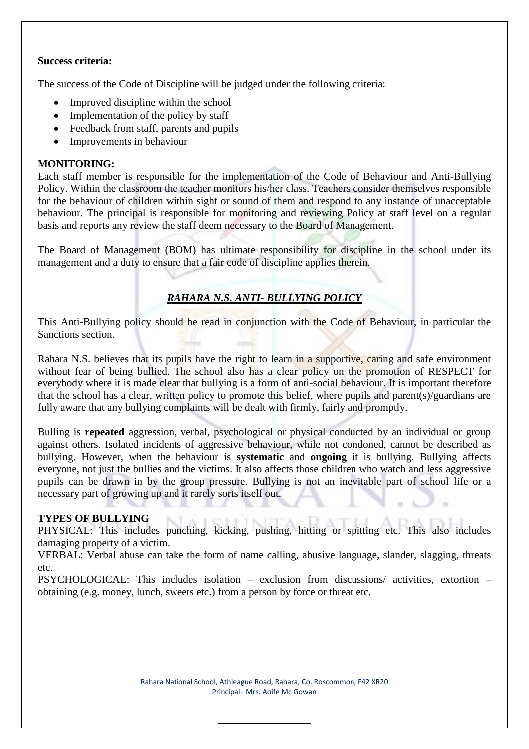**Success criteria:**

The success of the Code of Discipline will be judged under the following criteria:

- Improved discipline within the school
- Implementation of the policy by staff
- Feedback from staff, parents and pupils
- Improvements in behaviour

**MONITORING:**

Each staff member is responsible for the implementation of the Code of Behaviour and Anti-Bullying Policy. Within the classroom the teacher monitors his/her class. Teachers consider themselves responsible for the behaviour of children within sight or sound of them and respond to any instance of unacceptable behaviour. The principal is responsible for monitoring and reviewing Policy at staff level on a regular basis and reports any review the staff deem necessary to the Board of Management.

The Board of Management (BOM) has ultimate responsibility for discipline in the school under its management and a duty to ensure that a fair code of discipline applies therein.

## ***RAHARA N.S. ANTI- BULLYING POLICY***

This Anti-Bullying policy should be read in conjunction with the Code of Behaviour, in particular the Sanctions section.

Rahara N.S. believes that its pupils have the right to learn in a supportive, caring and safe environment without fear of being bullied. The school also has a clear policy on the promotion of RESPECT for everybody where it is made clear that bullying is a form of anti-social behaviour. It is important therefore that the school has a clear, written policy to promote this belief, where pupils and parent(s)/guardians are fully aware that any bullying complaints will be dealt with firmly, fairly and promptly.

Bulling is **repeated** aggression, verbal, psychological or physical conducted by an individual or group against others. Isolated incidents of aggressive behaviour, while not condoned, cannot be described as bullying. However, when the behaviour is **systematic** and **ongoing** it is bullying. Bullying affects everyone, not just the bullies and the victims. It also affects those children who watch and less aggressive pupils can be drawn in by the group pressure. Bullying is not an inevitable part of school life or a necessary part of growing up and it rarely sorts itself out.

**TYPES OF BULLYING**

PHYSICAL: This includes punching, kicking, pushing, hitting or spitting etc. This also includes damaging property of a victim.

VERBAL: Verbal abuse can take the form of name calling, abusive language, slander, slagging, threats etc.

PSYCHOLOGICAL: This includes isolation – exclusion from discussions/ activities, extortion – obtaining (e.g. money, lunch, sweets etc.) from a person by force or threat etc.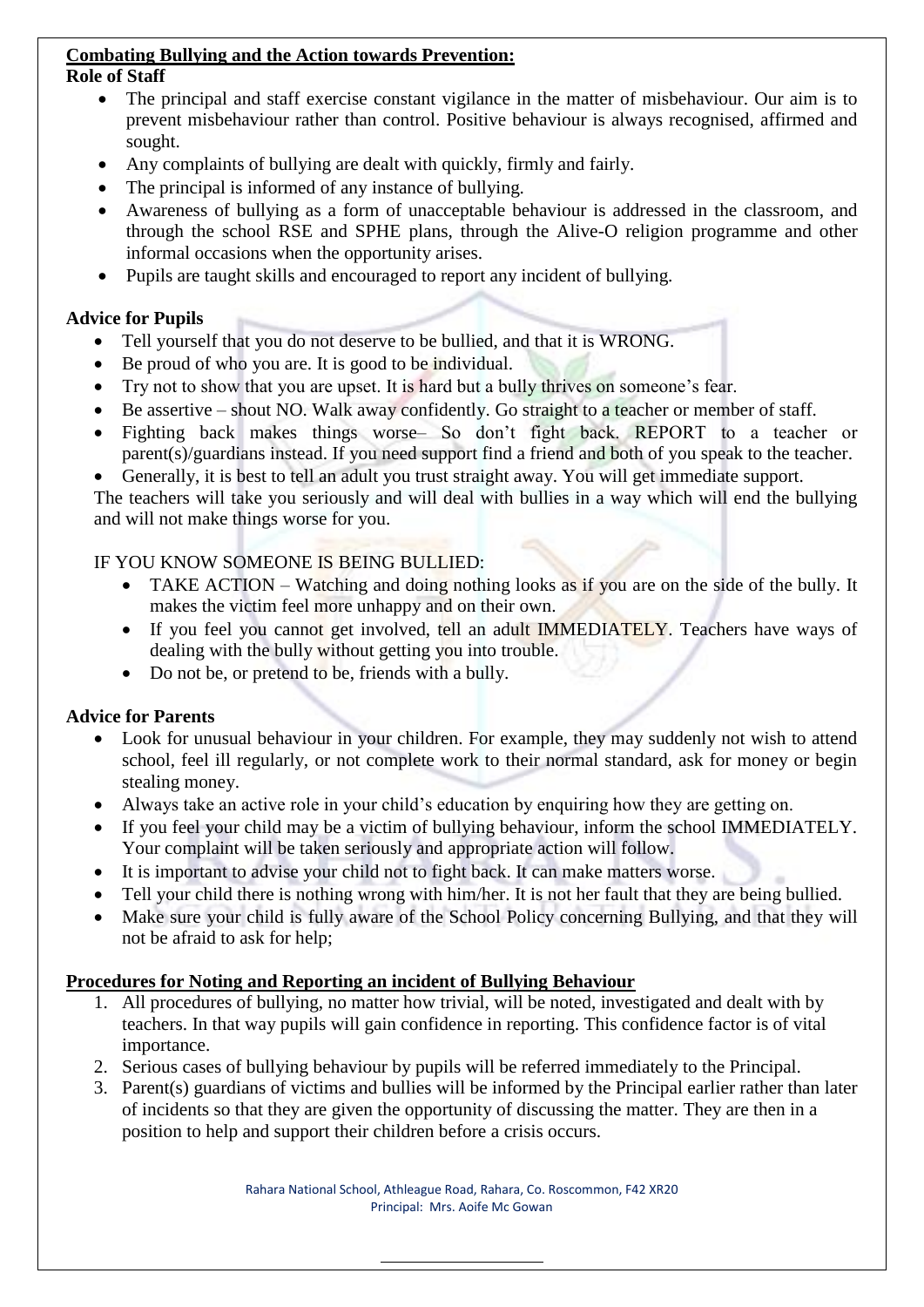**Combating Bullying and the Action towards Prevention:**

**Role of Staff**

- The principal and staff exercise constant vigilance in the matter of misbehaviour. Our aim is to prevent misbehaviour rather than control. Positive behaviour is always recognised, affirmed and sought.
- Any complaints of bullying are dealt with quickly, firmly and fairly.
- The principal is informed of any instance of bullying.
- Awareness of bullying as a form of unacceptable behaviour is addressed in the classroom, and through the school RSE and SPHE plans, through the Alive-O religion programme and other informal occasions when the opportunity arises.
- Pupils are taught skills and encouraged to report any incident of bullying.

**Advice for Pupils**

- Tell yourself that you do not deserve to be bullied, and that it is WRONG.
- Be proud of who you are. It is good to be individual.
- Try not to show that you are upset. It is hard but a bully thrives on someone's fear.
- Be assertive – shout NO. Walk away confidently. Go straight to a teacher or member of staff.
- Fighting back makes things worse– So don't fight back. REPORT to a teacher or parent(s)/guardians instead. If you need support find a friend and both of you speak to the teacher.
- Generally, it is best to tell an adult you trust straight away. You will get immediate support.

The teachers will take you seriously and will deal with bullies in a way which will end the bullying and will not make things worse for you.

IF YOU KNOW SOMEONE IS BEING BULLIED:

- TAKE ACTION – Watching and doing nothing looks as if you are on the side of the bully. It makes the victim feel more unhappy and on their own.
- If you feel you cannot get involved, tell an adult IMMEDIATELY. Teachers have ways of dealing with the bully without getting you into trouble.
- Do not be, or pretend to be, friends with a bully.

**Advice for Parents**

- Look for unusual behaviour in your children. For example, they may suddenly not wish to attend school, feel ill regularly, or not complete work to their normal standard, ask for money or begin stealing money.
- Always take an active role in your child's education by enquiring how they are getting on.
- If you feel your child may be a victim of bullying behaviour, inform the school IMMEDIATELY. Your complaint will be taken seriously and appropriate action will follow.
- It is important to advise your child not to fight back. It can make matters worse.
- Tell your child there is nothing wrong with him/her. It is not her fault that they are being bullied.
- Make sure your child is fully aware of the School Policy concerning Bullying, and that they will not be afraid to ask for help;

**Procedures for Noting and Reporting an incident of Bullying Behaviour**

1. All procedures of bullying, no matter how trivial, will be noted, investigated and dealt with by teachers. In that way pupils will gain confidence in reporting. This confidence factor is of vital importance.
2. Serious cases of bullying behaviour by pupils will be referred immediately to the Principal.
3. Parent(s) guardians of victims and bullies will be informed by the Principal earlier rather than later of incidents so that they are given the opportunity of discussing the matter. They are then in a position to help and support their children before a crisis occurs.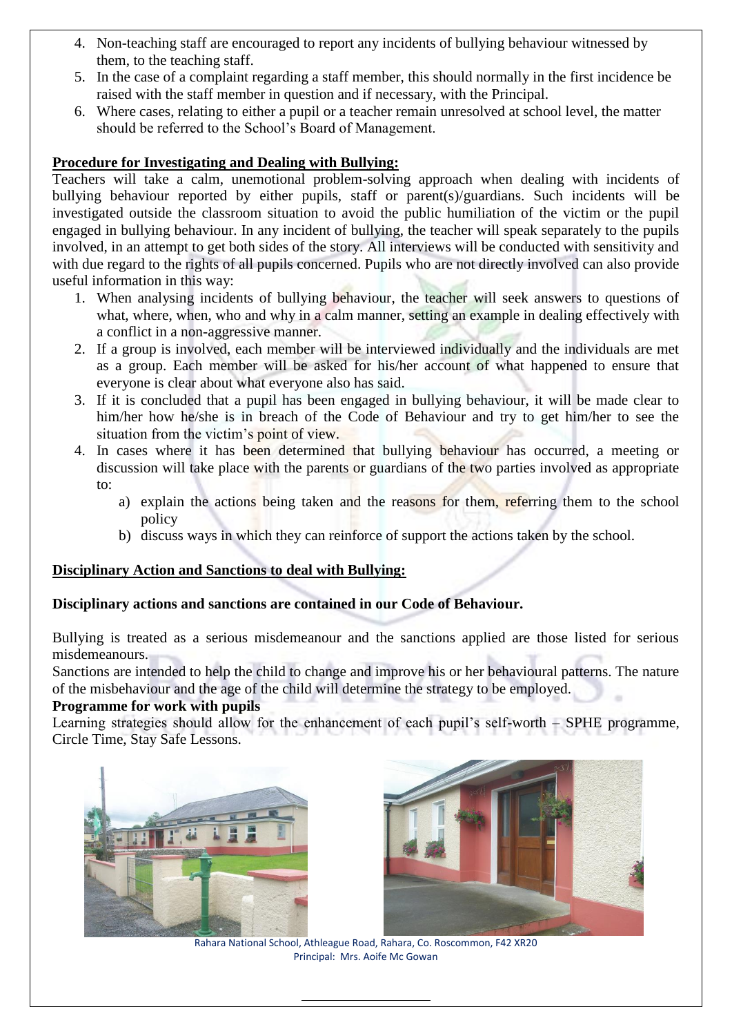4. Non-teaching staff are encouraged to report any incidents of bullying behaviour witnessed by them, to the teaching staff.
5. In the case of a complaint regarding a staff member, this should normally in the first incidence be raised with the staff member in question and if necessary, with the Principal.
6. Where cases, relating to either a pupil or a teacher remain unresolved at school level, the matter should be referred to the School's Board of Management.

**Procedure for Investigating and Dealing with Bullying:**

Teachers will take a calm, unemotional problem-solving approach when dealing with incidents of bullying behaviour reported by either pupils, staff or parent(s)/guardians. Such incidents will be investigated outside the classroom situation to avoid the public humiliation of the victim or the pupil engaged in bullying behaviour. In any incident of bullying, the teacher will speak separately to the pupils involved, in an attempt to get both sides of the story. All interviews will be conducted with sensitivity and with due regard to the rights of all pupils concerned. Pupils who are not directly involved can also provide useful information in this way:

1. When analysing incidents of bullying behaviour, the teacher will seek answers to questions of what, where, when, who and why in a calm manner, setting an example in dealing effectively with a conflict in a non-aggressive manner.
2. If a group is involved, each member will be interviewed individually and the individuals are met as a group. Each member will be asked for his/her account of what happened to ensure that everyone is clear about what everyone also has said.
3. If it is concluded that a pupil has been engaged in bullying behaviour, it will be made clear to him/her how he/she is in breach of the Code of Behaviour and try to get him/her to see the situation from the victim's point of view.
4. In cases where it has been determined that bullying behaviour has occurred, a meeting or discussion will take place with the parents or guardians of the two parties involved as appropriate to:
   a) explain the actions being taken and the reasons for them, referring them to the school policy
   b) discuss ways in which they can reinforce of support the actions taken by the school.

**Disciplinary Action and Sanctions to deal with Bullying:**

**Disciplinary actions and sanctions are contained in our Code of Behaviour.**

Bullying is treated as a serious misdemeanour and the sanctions applied are those listed for serious misdemeanours.

Sanctions are intended to help the child to change and improve his or her behavioural patterns. The nature of the misbehaviour and the age of the child will determine the strategy to be employed.

**Programme for work with pupils**

Learning strategies should allow for the enhancement of each pupil's self-worth – SPHE programme, Circle Time, Stay Safe Lessons.

Rahara National School, Athleague Road, Rahara, Co. Roscommon, F42 XR20
Principal: Mrs. Aoife Mc Gowan